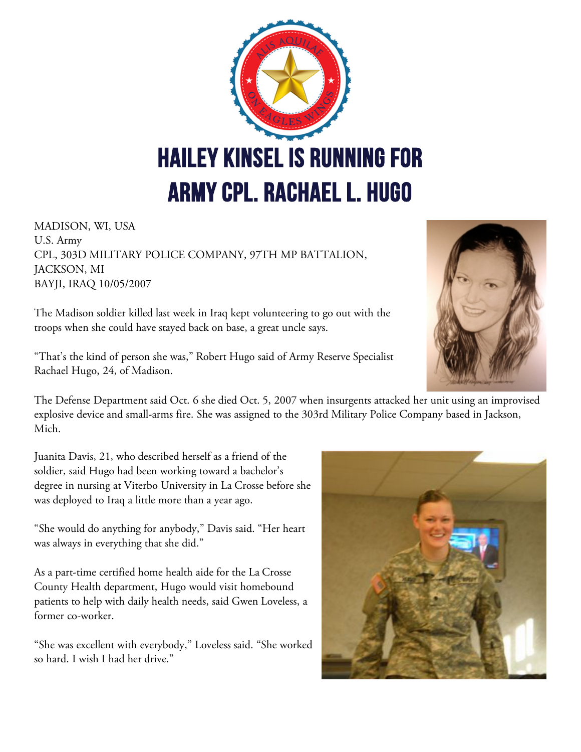# HAILEY KINSEL IS RUNNING FOR ARMY CPL. RACHAEL L. HUGO

MADISON, WI, USA
U.S. Army
CPL, 303D MILITARY POLICE COMPANY, 97TH MP BATTALION, JACKSON, MI
BAYJI, IRAQ 10/05/2007

The Madison soldier killed last week in Iraq kept volunteering to go out with the troops when she could have stayed back on base, a great uncle says.

"That's the kind of person she was," Robert Hugo said of Army Reserve Specialist Rachael Hugo, 24, of Madison.

The Defense Department said Oct. 6 she died Oct. 5, 2007 when insurgents attacked her unit using an improvised explosive device and small-arms fire. She was assigned to the 303rd Military Police Company based in Jackson, Mich.

Juanita Davis, 21, who described herself as a friend of the soldier, said Hugo had been working toward a bachelor's degree in nursing at Viterbo University in La Crosse before she was deployed to Iraq a little more than a year ago.

"She would do anything for anybody," Davis said. "Her heart was always in everything that she did."

As a part-time certified home health aide for the La Crosse County Health department, Hugo would visit homebound patients to help with daily health needs, said Gwen Loveless, a former co-worker.

"She was excellent with everybody," Loveless said. "She worked so hard. I wish I had her drive."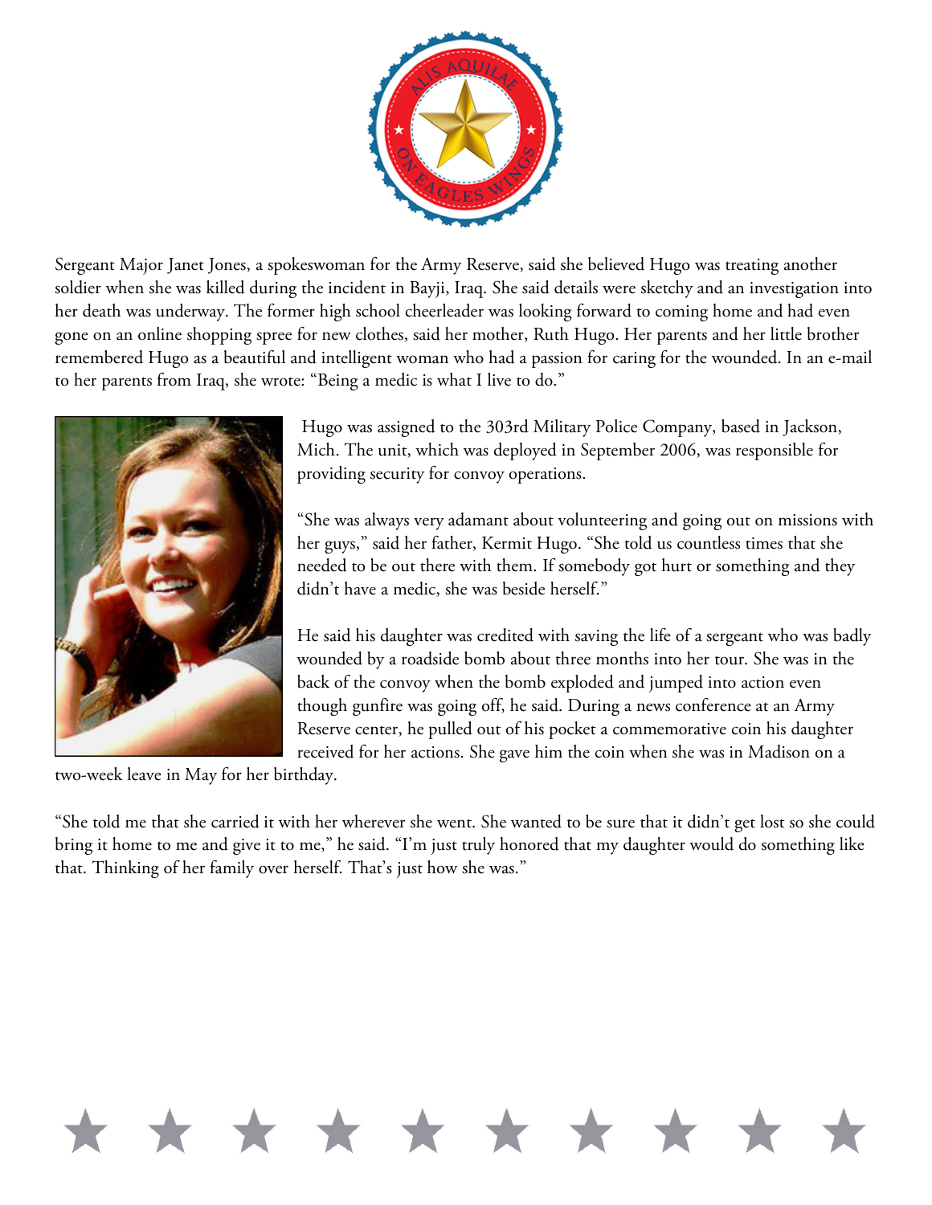Sergeant Major Janet Jones, a spokeswoman for the Army Reserve, said she believed Hugo was treating another soldier when she was killed during the incident in Bayji, Iraq. She said details were sketchy and an investigation into her death was underway. The former high school cheerleader was looking forward to coming home and had even gone on an online shopping spree for new clothes, said her mother, Ruth Hugo. Her parents and her little brother remembered Hugo as a beautiful and intelligent woman who had a passion for caring for the wounded. In an e-mail to her parents from Iraq, she wrote: "Being a medic is what I live to do."

Hugo was assigned to the 303rd Military Police Company, based in Jackson, Mich. The unit, which was deployed in September 2006, was responsible for providing security for convoy operations.

"She was always very adamant about volunteering and going out on missions with her guys," said her father, Kermit Hugo. "She told us countless times that she needed to be out there with them. If somebody got hurt or something and they didn't have a medic, she was beside herself."

He said his daughter was credited with saving the life of a sergeant who was badly wounded by a roadside bomb about three months into her tour. She was in the back of the convoy when the bomb exploded and jumped into action even though gunfire was going off, he said. During a news conference at an Army Reserve center, he pulled out of his pocket a commemorative coin his daughter received for her actions. She gave him the coin when she was in Madison on a two-week leave in May for her birthday.

"She told me that she carried it with her wherever she went. She wanted to be sure that it didn't get lost so she could bring it home to me and give it to me," he said. "I'm just truly honored that my daughter would do something like that. Thinking of her family over herself. That's just how she was."